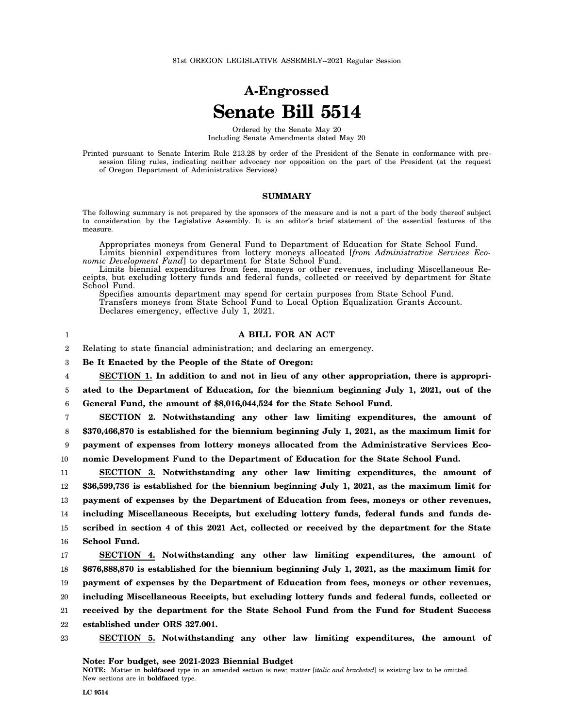81st OREGON LEGISLATIVE ASSEMBLY--2021 Regular Session

# A-Engrossed
# Senate Bill 5514

Ordered by the Senate May 20
Including Senate Amendments dated May 20

Printed pursuant to Senate Interim Rule 213.28 by order of the President of the Senate in conformance with presession filing rules, indicating neither advocacy nor opposition on the part of the President (at the request of Oregon Department of Administrative Services)

## SUMMARY

The following summary is not prepared by the sponsors of the measure and is not a part of the body thereof subject to consideration by the Legislative Assembly. It is an editor's brief statement of the essential features of the measure.

Appropriates moneys from General Fund to Department of Education for State School Fund.
Limits biennial expenditures from lottery moneys allocated [*from Administrative Services Economic Development Fund*] to department for State School Fund.
Limits biennial expenditures from fees, moneys or other revenues, including Miscellaneous Receipts, but excluding lottery funds and federal funds, collected or received by department for State School Fund.
Specifies amounts department may spend for certain purposes from State School Fund.
Transfers moneys from State School Fund to Local Option Equalization Grants Account.
Declares emergency, effective July 1, 2021.

**A BILL FOR AN ACT**

Relating to state financial administration; and declaring an emergency.

**Be It Enacted by the People of the State of Oregon:**

**SECTION 1. In addition to and not in lieu of any other appropriation, there is appropriated to the Department of Education, for the biennium beginning July 1, 2021, out of the General Fund, the amount of $8,016,044,524 for the State School Fund.**

**SECTION 2. Notwithstanding any other law limiting expenditures, the amount of $370,466,870 is established for the biennium beginning July 1, 2021, as the maximum limit for payment of expenses from lottery moneys allocated from the Administrative Services Economic Development Fund to the Department of Education for the State School Fund.**

**SECTION 3. Notwithstanding any other law limiting expenditures, the amount of $36,599,736 is established for the biennium beginning July 1, 2021, as the maximum limit for payment of expenses by the Department of Education from fees, moneys or other revenues, including Miscellaneous Receipts, but excluding lottery funds, federal funds and funds described in section 4 of this 2021 Act, collected or received by the department for the State School Fund.**

**SECTION 4. Notwithstanding any other law limiting expenditures, the amount of $676,888,870 is established for the biennium beginning July 1, 2021, as the maximum limit for payment of expenses by the Department of Education from fees, moneys or other revenues, including Miscellaneous Receipts, but excluding lottery funds and federal funds, collected or received by the department for the State School Fund from the Fund for Student Success established under ORS 327.001.**

**SECTION 5. Notwithstanding any other law limiting expenditures, the amount of**

**Note: For budget, see 2021-2023 Biennial Budget**

**NOTE:** Matter in **boldfaced** type in an amended section is new; matter [*italic and bracketed*] is existing law to be omitted. New sections are in **boldfaced** type.

**LC 9514**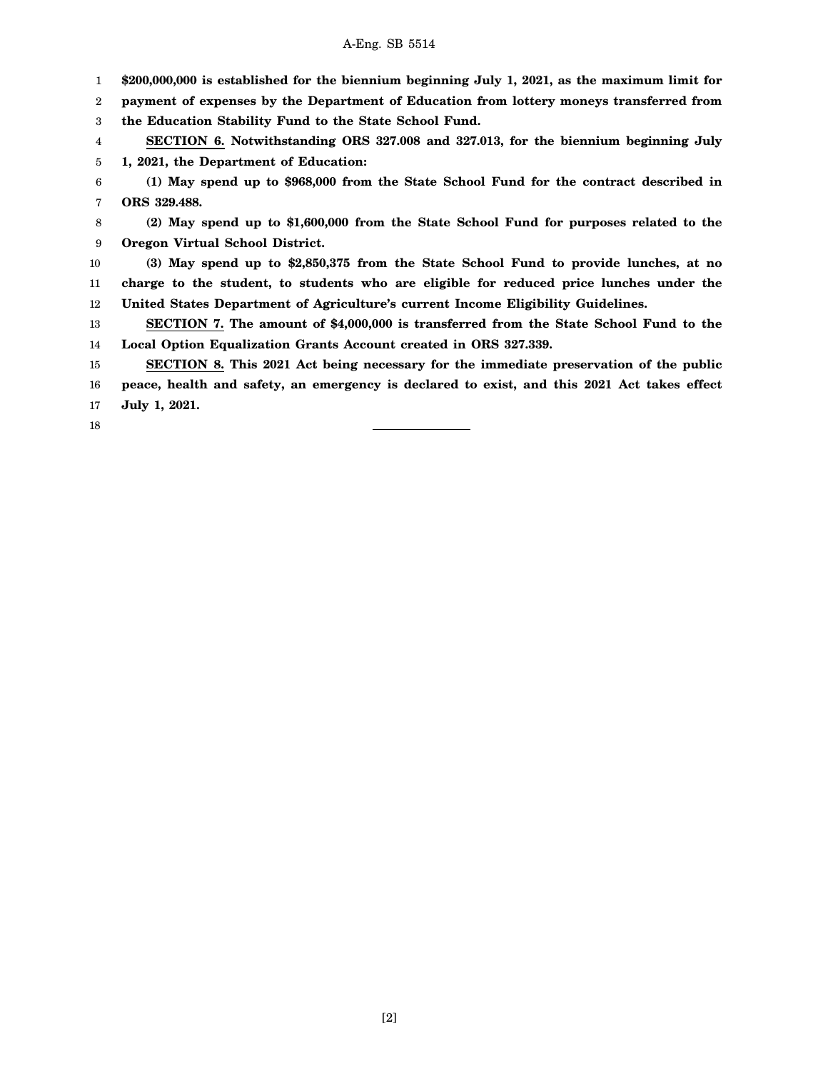**$200,000,000 is established for the biennium beginning July 1, 2021, as the maximum limit for payment of expenses by the Department of Education from lottery moneys transferred from the Education Stability Fund to the State School Fund.**

**SECTION 6. Notwithstanding ORS 327.008 and 327.013, for the biennium beginning July 1, 2021, the Department of Education:**

**(1) May spend up to $968,000 from the State School Fund for the contract described in ORS 329.488.**

**(2) May spend up to $1,600,000 from the State School Fund for purposes related to the Oregon Virtual School District.**

**(3) May spend up to $2,850,375 from the State School Fund to provide lunches, at no charge to the student, to students who are eligible for reduced price lunches under the United States Department of Agriculture's current Income Eligibility Guidelines.**

**SECTION 7. The amount of $4,000,000 is transferred from the State School Fund to the Local Option Equalization Grants Account created in ORS 327.339.**

**SECTION 8. This 2021 Act being necessary for the immediate preservation of the public peace, health and safety, an emergency is declared to exist, and this 2021 Act takes effect July 1, 2021.**